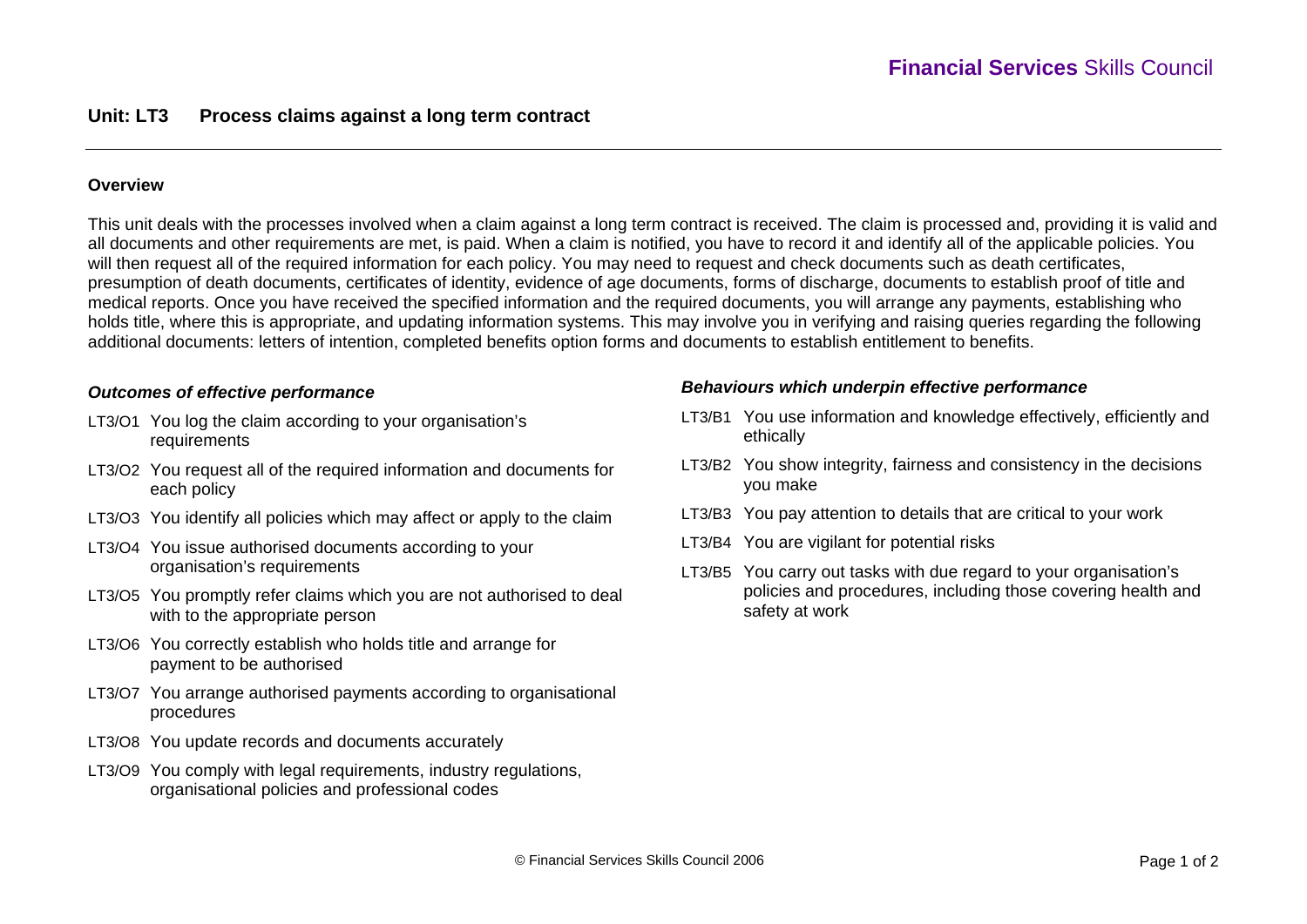# Unit: LT3 Process claims against a long term contract

## Overview

This unit deals with the processes involved when a claim against a long term contract is received. The claim is processed and, providing it is valid and all documents and other requirements are met, is paid. When a claim is notified, you have to record it and identify all of the applicable policies. You will then request all of the required information for each policy. You may need to request and check documents such as death certificates, presumption of death documents, certificates of identity, evidence of age documents, forms of discharge, documents to establish proof of title and medical reports. Once you have received the specified information and the required documents, you will arrange any payments, establishing who holds title, where this is appropriate, and updating information systems. This may involve you in verifying and raising queries regarding the following additional documents: letters of intention, completed benefits option forms and documents to establish entitlement to benefits.

### *Outcomes of effective performance*

- LT3/O1 You log the claim according to your organisation's requirements
- LT3/O2 You request all of the required information and documents for each policy
- LT3/O3 You identify all policies which may affect or apply to the claim
- LT3/O4 You issue authorised documents according to your organisation's requirements
- LT3/O5 You promptly refer claims which you are not authorised to deal with to the appropriate person
- LT3/O6 You correctly establish who holds title and arrange for payment to be authorised
- LT3/O7 You arrange authorised payments according to organisational procedures
- LT3/O8 You update records and documents accurately
- LT3/O9 You comply with legal requirements, industry regulations, organisational policies and professional codes

### *Behaviours which underpin effective performance*

- LT3/B1 You use information and knowledge effectively, efficiently and ethically
- LT3/B2 You show integrity, fairness and consistency in the decisions you make
- LT3/B3 You pay attention to details that are critical to your work
- LT3/B4 You are vigilant for potential risks
- LT3/B5 You carry out tasks with due regard to your organisation's policies and procedures, including those covering health and safety at work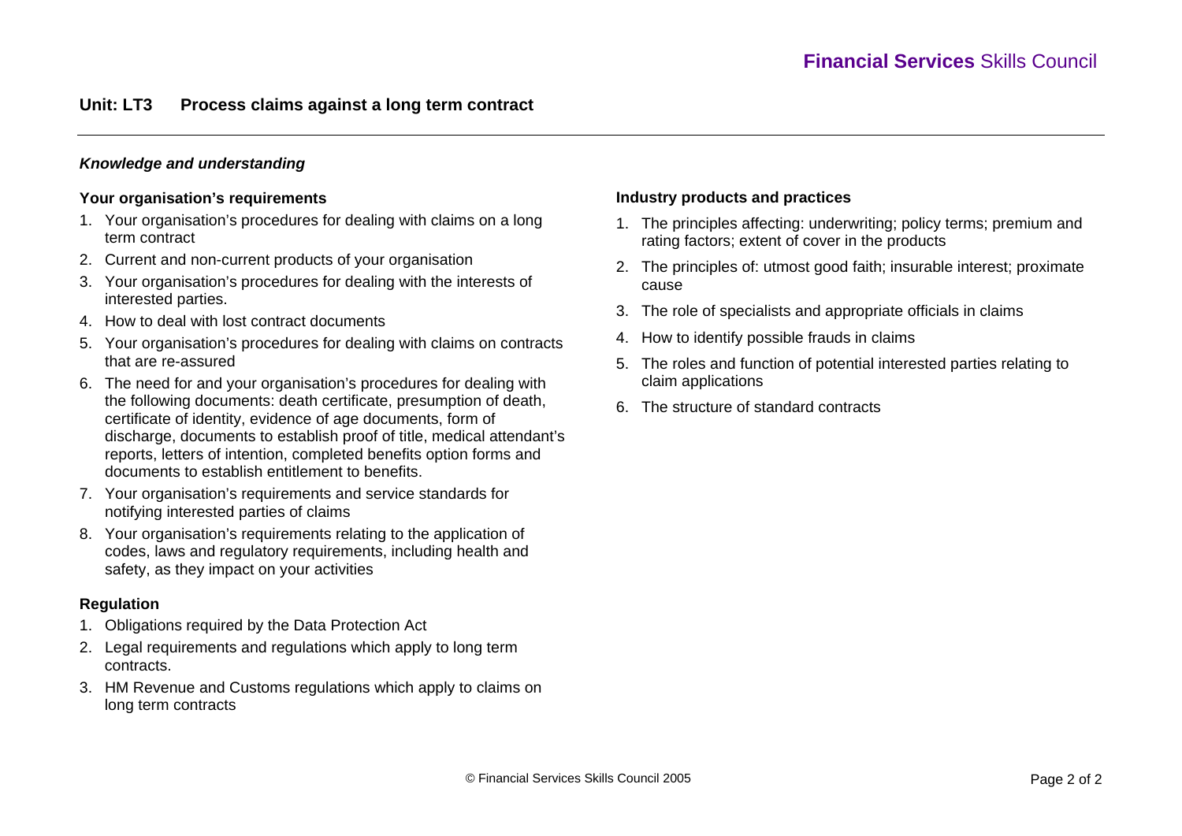## Unit: LT3 Process claims against a long term contract

### *Knowledge and understanding*

**Your organisation's requirements**

1. Your organisation's procedures for dealing with claims on a long term contract
2. Current and non-current products of your organisation
3. Your organisation's procedures for dealing with the interests of interested parties.
4. How to deal with lost contract documents
5. Your organisation's procedures for dealing with claims on contracts that are re-assured
6. The need for and your organisation's procedures for dealing with the following documents: death certificate, presumption of death, certificate of identity, evidence of age documents, form of discharge, documents to establish proof of title, medical attendant's reports, letters of intention, completed benefits option forms and documents to establish entitlement to benefits.
7. Your organisation's requirements and service standards for notifying interested parties of claims
8. Your organisation's requirements relating to the application of codes, laws and regulatory requirements, including health and safety, as they impact on your activities

**Regulation**

1. Obligations required by the Data Protection Act
2. Legal requirements and regulations which apply to long term contracts.
3. HM Revenue and Customs regulations which apply to claims on long term contracts

**Industry products and practices**

1. The principles affecting: underwriting; policy terms; premium and rating factors; extent of cover in the products
2. The principles of: utmost good faith; insurable interest; proximate cause
3. The role of specialists and appropriate officials in claims
4. How to identify possible frauds in claims
5. The roles and function of potential interested parties relating to claim applications
6. The structure of standard contracts

© Financial Services Skills Council 2005